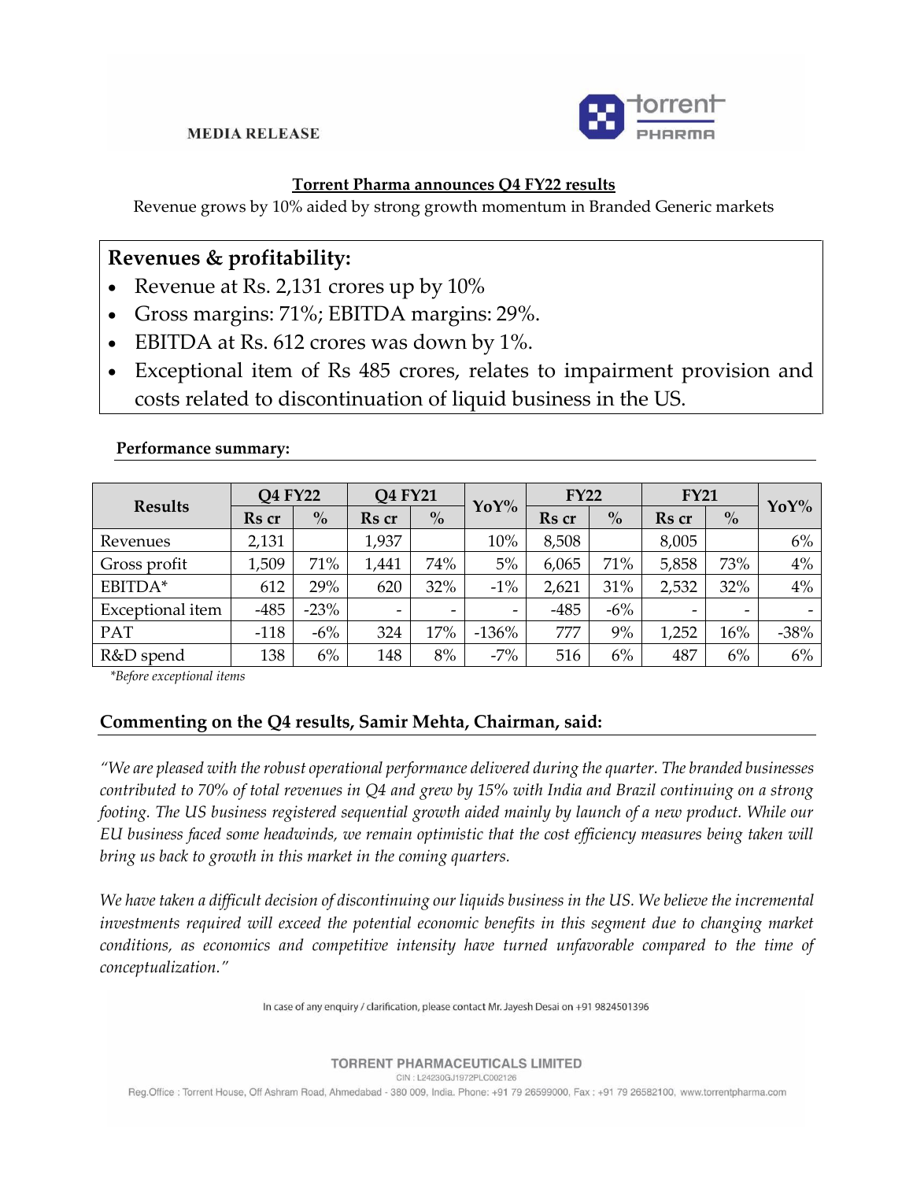**MEDIA RELEASE**

## Torrent Pharma announces Q4 FY22 results

Revenue grows by 10% aided by strong growth momentum in Branded Generic markets

### Revenues & profitability:

- Revenue at Rs. 2,131 crores up by 10%
- Gross margins: 71%; EBITDA margins: 29%.
- EBITDA at Rs. 612 crores was down by 1%.
- Exceptional item of Rs 485 crores, relates to impairment provision and costs related to discontinuation of liquid business in the US.

**Performance summary:**

| Results | Q4 FY22 | | Q4 FY21 | | YoY% | FY22 | | FY21 | | YoY% |
|---|---|---|---|---|---|---|---|---|---|---|
| | Rs cr | % | Rs cr | % | | Rs cr | % | Rs cr | % | |
| Revenues | 2,131 | | 1,937 | | 10% | 8,508 | | 8,005 | | 6% |
| Gross profit | 1,509 | 71% | 1,441 | 74% | 5% | 6,065 | 71% | 5,858 | 73% | 4% |
| EBITDA* | 612 | 29% | 620 | 32% | -1% | 2,621 | 31% | 2,532 | 32% | 4% |
| Exceptional item | -485 | -23% | - | - | - | -485 | -6% | - | - | - |
| PAT | -118 | -6% | 324 | 17% | -136% | 777 | 9% | 1,252 | 16% | -38% |
| R&D spend | 138 | 6% | 148 | 8% | -7% | 516 | 6% | 487 | 6% | 6% |

*Before exceptional items

### Commenting on the Q4 results, Samir Mehta, Chairman, said:

*"We are pleased with the robust operational performance delivered during the quarter. The branded businesses contributed to 70% of total revenues in Q4 and grew by 15% with India and Brazil continuing on a strong footing. The US business registered sequential growth aided mainly by launch of a new product. While our EU business faced some headwinds, we remain optimistic that the cost efficiency measures being taken will bring us back to growth in this market in the coming quarters.*

*We have taken a difficult decision of discontinuing our liquids business in the US. We believe the incremental investments required will exceed the potential economic benefits in this segment due to changing market conditions, as economics and competitive intensity have turned unfavorable compared to the time of conceptualization."*

In case of any enquiry / clarification, please contact Mr. Jayesh Desai on +91 9824501396

TORRENT PHARMACEUTICALS LIMITED
CIN : L24230GJ1972PLC002126
Reg.Office : Torrent House, Off Ashram Road, Ahmedabad - 380 009, India. Phone: +91 79 26599000, Fax : +91 79 26582100, www.torrentpharma.com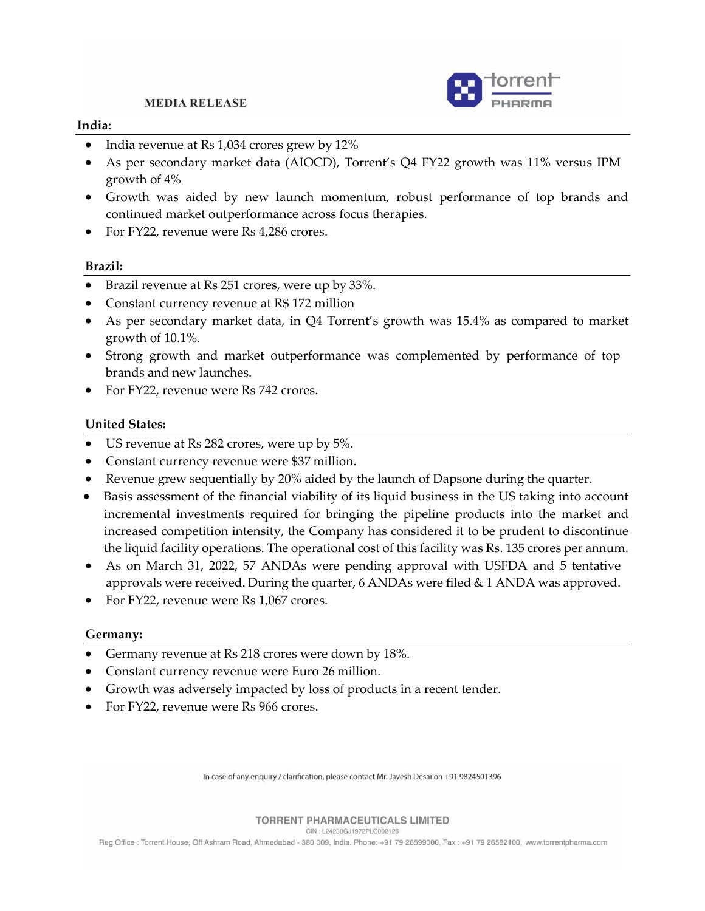**MEDIA RELEASE**

**India:**

- India revenue at Rs 1,034 crores grew by 12%
- As per secondary market data (AIOCD), Torrent's Q4 FY22 growth was 11% versus IPM growth of 4%
- Growth was aided by new launch momentum, robust performance of top brands and continued market outperformance across focus therapies.
- For FY22, revenue were Rs 4,286 crores.

**Brazil:**

- Brazil revenue at Rs 251 crores, were up by 33%.
- Constant currency revenue at R$ 172 million
- As per secondary market data, in Q4 Torrent's growth was 15.4% as compared to market growth of 10.1%.
- Strong growth and market outperformance was complemented by performance of top brands and new launches.
- For FY22, revenue were Rs 742 crores.

**United States:**

- US revenue at Rs 282 crores, were up by 5%.
- Constant currency revenue were $37 million.
- Revenue grew sequentially by 20% aided by the launch of Dapsone during the quarter.
- Basis assessment of the financial viability of its liquid business in the US taking into account incremental investments required for bringing the pipeline products into the market and increased competition intensity, the Company has considered it to be prudent to discontinue the liquid facility operations. The operational cost of this facility was Rs. 135 crores per annum.
- As on March 31, 2022, 57 ANDAs were pending approval with USFDA and 5 tentative approvals were received. During the quarter, 6 ANDAs were filed & 1 ANDA was approved.
- For FY22, revenue were Rs 1,067 crores.

**Germany:**

- Germany revenue at Rs 218 crores were down by 18%.
- Constant currency revenue were Euro 26 million.
- Growth was adversely impacted by loss of products in a recent tender.
- For FY22, revenue were Rs 966 crores.

In case of any enquiry / clarification, please contact Mr. Jayesh Desai on +91 9824501396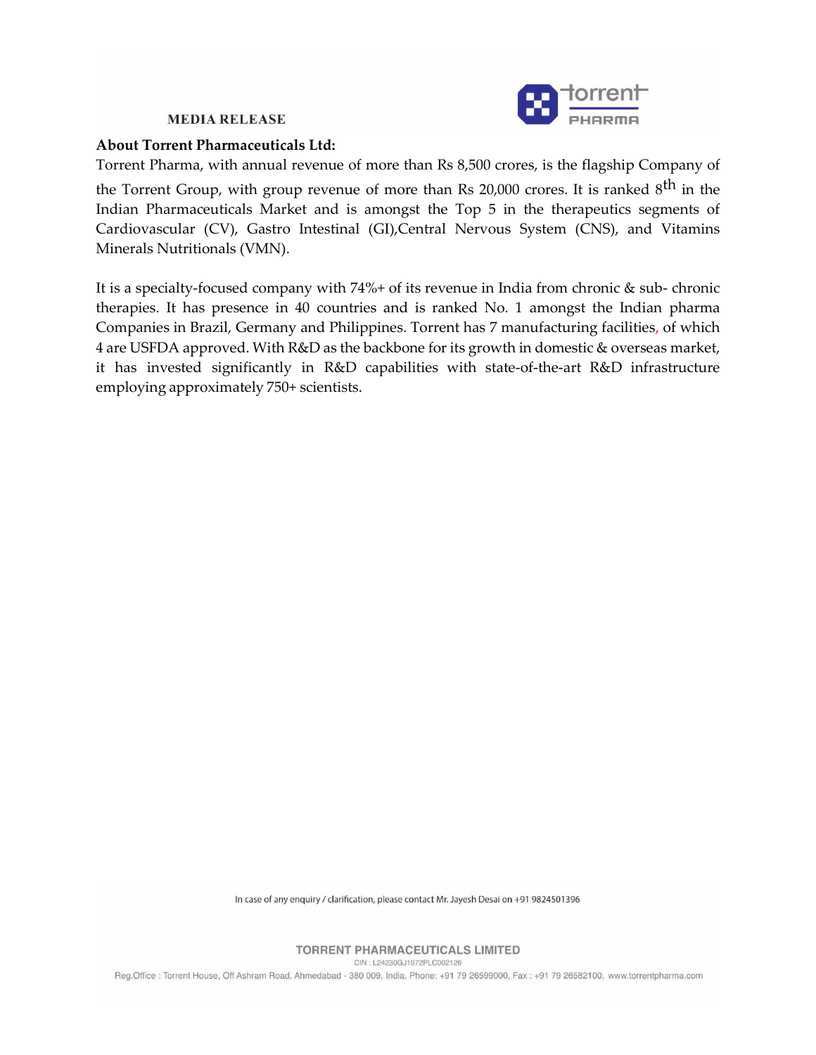**MEDIA RELEASE**

## About Torrent Pharmaceuticals Ltd:

Torrent Pharma, with annual revenue of more than Rs 8,500 crores, is the flagship Company of the Torrent Group, with group revenue of more than Rs 20,000 crores. It is ranked 8th in the Indian Pharmaceuticals Market and is amongst the Top 5 in the therapeutics segments of Cardiovascular (CV), Gastro Intestinal (GI),Central Nervous System (CNS), and Vitamins Minerals Nutritionals (VMN).

It is a specialty-focused company with 74%+ of its revenue in India from chronic & sub- chronic therapies. It has presence in 40 countries and is ranked No. 1 amongst the Indian pharma Companies in Brazil, Germany and Philippines. Torrent has 7 manufacturing facilities, of which 4 are USFDA approved. With R&D as the backbone for its growth in domestic & overseas market, it has invested significantly in R&D capabilities with state-of-the-art R&D infrastructure employing approximately 750+ scientists.

In case of any enquiry / clarification, please contact Mr. Jayesh Desai on +91 9824501396

TORRENT PHARMACEUTICALS LIMITED

CIN : L24230GJ1972PLC002126

Reg.Office : Torrent House, Off Ashram Road, Ahmedabad - 380 009, India. Phone: +91 79 26599000, Fax : +91 79 26582100, www.torrentpharma.com